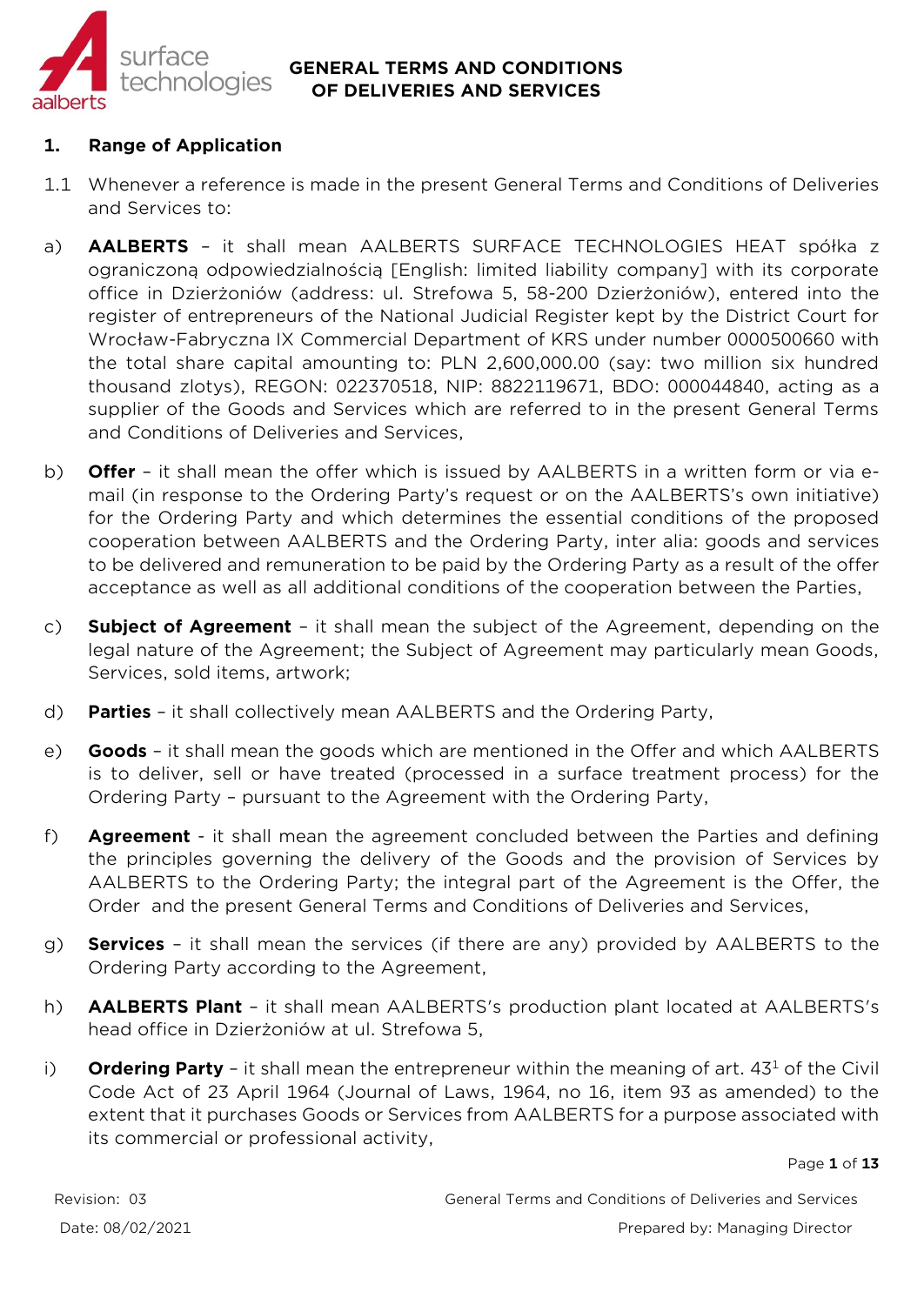# GENERAL TERMS AND CONDITIONS OF DELIVERIES AND SERVICES

## 1. Range of Application

1.1 Whenever a reference is made in the present General Terms and Conditions of Deliveries and Services to:

a) **AALBERTS** – it shall mean AALBERTS SURFACE TECHNOLOGIES HEAT spółka z ograniczoną odpowiedzialnością [English: limited liability company] with its corporate office in Dzierżoniów (address: ul. Strefowa 5, 58-200 Dzierżoniów), entered into the register of entrepreneurs of the National Judicial Register kept by the District Court for Wrocław-Fabryczna IX Commercial Department of KRS under number 0000500660 with the total share capital amounting to: PLN 2,600,000.00 (say: two million six hundred thousand zlotys), REGON: 022370518, NIP: 8822119671, BDO: 000044840, acting as a supplier of the Goods and Services which are referred to in the present General Terms and Conditions of Deliveries and Services,

b) **Offer** – it shall mean the offer which is issued by AALBERTS in a written form or via e-mail (in response to the Ordering Party's request or on the AALBERTS's own initiative) for the Ordering Party and which determines the essential conditions of the proposed cooperation between AALBERTS and the Ordering Party, inter alia: goods and services to be delivered and remuneration to be paid by the Ordering Party as a result of the offer acceptance as well as all additional conditions of the cooperation between the Parties,

c) **Subject of Agreement** – it shall mean the subject of the Agreement, depending on the legal nature of the Agreement; the Subject of Agreement may particularly mean Goods, Services, sold items, artwork;

d) **Parties** – it shall collectively mean AALBERTS and the Ordering Party,

e) **Goods** – it shall mean the goods which are mentioned in the Offer and which AALBERTS is to deliver, sell or have treated (processed in a surface treatment process) for the Ordering Party – pursuant to the Agreement with the Ordering Party,

f) **Agreement** - it shall mean the agreement concluded between the Parties and defining the principles governing the delivery of the Goods and the provision of Services by AALBERTS to the Ordering Party; the integral part of the Agreement is the Offer, the Order and the present General Terms and Conditions of Deliveries and Services,

g) **Services** – it shall mean the services (if there are any) provided by AALBERTS to the Ordering Party according to the Agreement,

h) **AALBERTS Plant** – it shall mean AALBERTS's production plant located at AALBERTS's head office in Dzierżoniów at ul. Strefowa 5,

i) **Ordering Party** – it shall mean the entrepreneur within the meaning of art. 43[1] of the Civil Code Act of 23 April 1964 (Journal of Laws, 1964, no 16, item 93 as amended) to the extent that it purchases Goods or Services from AALBERTS for a purpose associated with its commercial or professional activity,

Revision: 03
Date: 08/02/2021
General Terms and Conditions of Deliveries and Services
Prepared by: Managing Director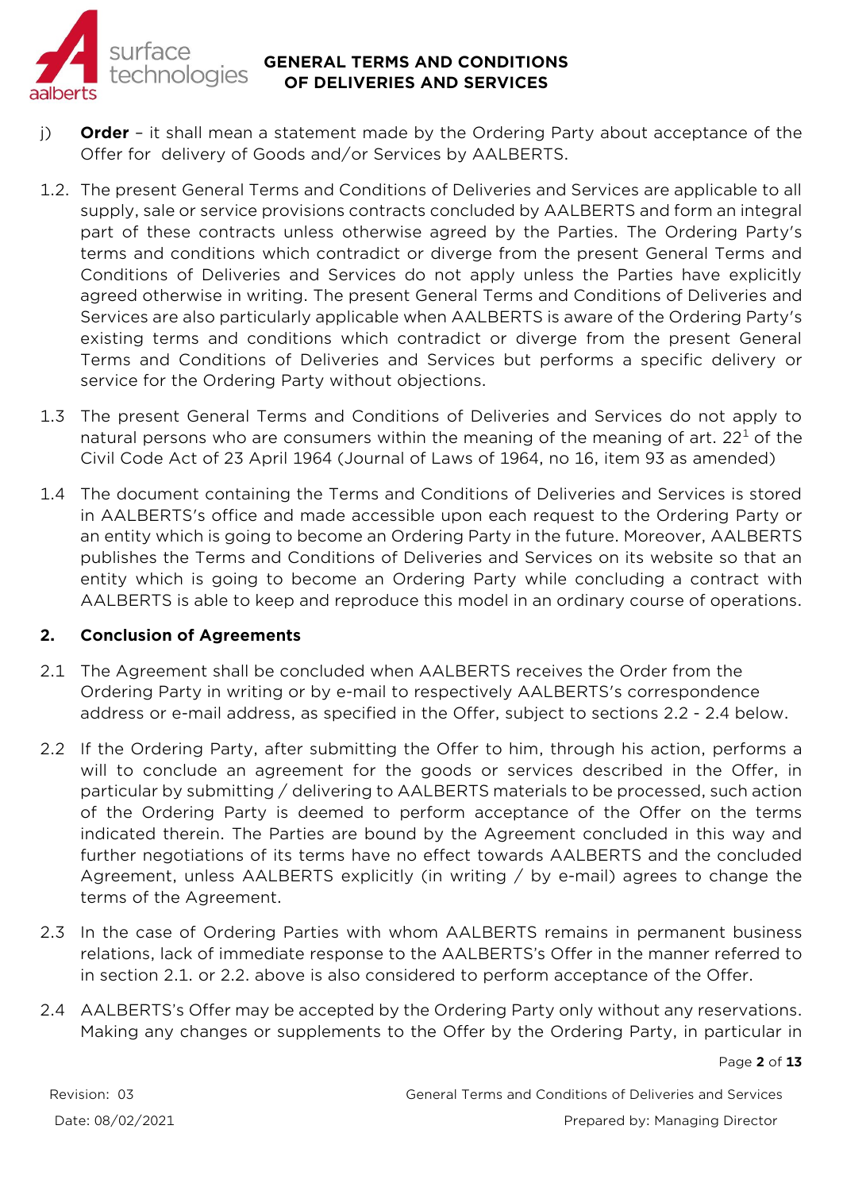j) **Order** – it shall mean a statement made by the Ordering Party about acceptance of the Offer for delivery of Goods and/or Services by AALBERTS.

1.2. The present General Terms and Conditions of Deliveries and Services are applicable to all supply, sale or service provisions contracts concluded by AALBERTS and form an integral part of these contracts unless otherwise agreed by the Parties. The Ordering Party's terms and conditions which contradict or diverge from the present General Terms and Conditions of Deliveries and Services do not apply unless the Parties have explicitly agreed otherwise in writing. The present General Terms and Conditions of Deliveries and Services are also particularly applicable when AALBERTS is aware of the Ordering Party's existing terms and conditions which contradict or diverge from the present General Terms and Conditions of Deliveries and Services but performs a specific delivery or service for the Ordering Party without objections.

1.3 The present General Terms and Conditions of Deliveries and Services do not apply to natural persons who are consumers within the meaning of the meaning of art. 22[1] of the Civil Code Act of 23 April 1964 (Journal of Laws of 1964, no 16, item 93 as amended)

1.4 The document containing the Terms and Conditions of Deliveries and Services is stored in AALBERTS's office and made accessible upon each request to the Ordering Party or an entity which is going to become an Ordering Party in the future. Moreover, AALBERTS publishes the Terms and Conditions of Deliveries and Services on its website so that an entity which is going to become an Ordering Party while concluding a contract with AALBERTS is able to keep and reproduce this model in an ordinary course of operations.

## 2. Conclusion of Agreements

2.1 The Agreement shall be concluded when AALBERTS receives the Order from the Ordering Party in writing or by e-mail to respectively AALBERTS's correspondence address or e-mail address, as specified in the Offer, subject to sections 2.2 - 2.4 below.

2.2 If the Ordering Party, after submitting the Offer to him, through his action, performs a will to conclude an agreement for the goods or services described in the Offer, in particular by submitting / delivering to AALBERTS materials to be processed, such action of the Ordering Party is deemed to perform acceptance of the Offer on the terms indicated therein. The Parties are bound by the Agreement concluded in this way and further negotiations of its terms have no effect towards AALBERTS and the concluded Agreement, unless AALBERTS explicitly (in writing / by e-mail) agrees to change the terms of the Agreement.

2.3 In the case of Ordering Parties with whom AALBERTS remains in permanent business relations, lack of immediate response to the AALBERTS's Offer in the manner referred to in section 2.1. or 2.2. above is also considered to perform acceptance of the Offer.

2.4 AALBERTS's Offer may be accepted by the Ordering Party only without any reservations. Making any changes or supplements to the Offer by the Ordering Party, in particular in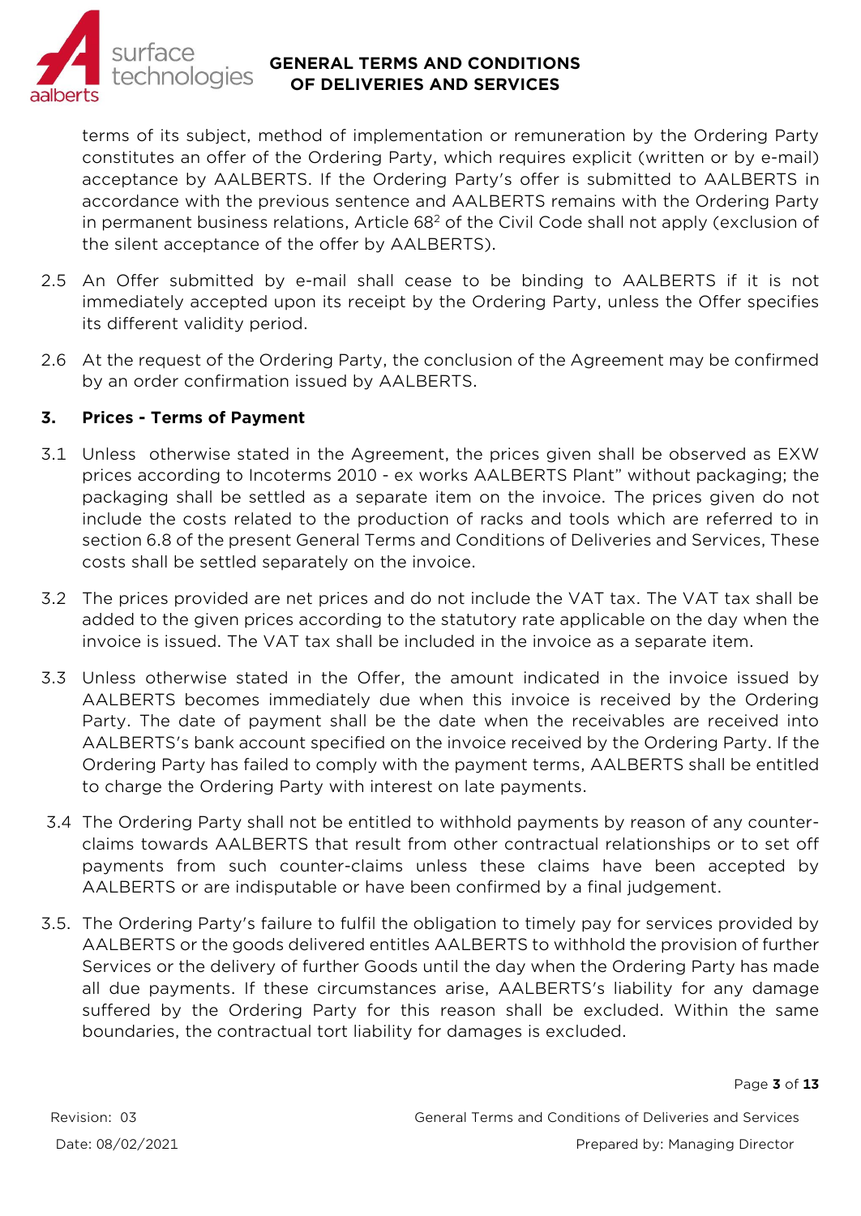terms of its subject, method of implementation or remuneration by the Ordering Party constitutes an offer of the Ordering Party, which requires explicit (written or by e-mail) acceptance by AALBERTS. If the Ordering Party's offer is submitted to AALBERTS in accordance with the previous sentence and AALBERTS remains with the Ordering Party in permanent business relations, Article 68[2] of the Civil Code shall not apply (exclusion of the silent acceptance of the offer by AALBERTS).

2.5 An Offer submitted by e-mail shall cease to be binding to AALBERTS if it is not immediately accepted upon its receipt by the Ordering Party, unless the Offer specifies its different validity period.

2.6 At the request of the Ordering Party, the conclusion of the Agreement may be confirmed by an order confirmation issued by AALBERTS.

## 3. Prices - Terms of Payment

3.1 Unless otherwise stated in the Agreement, the prices given shall be observed as EXW prices according to Incoterms 2010 - ex works AALBERTS Plant" without packaging; the packaging shall be settled as a separate item on the invoice. The prices given do not include the costs related to the production of racks and tools which are referred to in section 6.8 of the present General Terms and Conditions of Deliveries and Services, These costs shall be settled separately on the invoice.

3.2 The prices provided are net prices and do not include the VAT tax. The VAT tax shall be added to the given prices according to the statutory rate applicable on the day when the invoice is issued. The VAT tax shall be included in the invoice as a separate item.

3.3 Unless otherwise stated in the Offer, the amount indicated in the invoice issued by AALBERTS becomes immediately due when this invoice is received by the Ordering Party. The date of payment shall be the date when the receivables are received into AALBERTS's bank account specified on the invoice received by the Ordering Party. If the Ordering Party has failed to comply with the payment terms, AALBERTS shall be entitled to charge the Ordering Party with interest on late payments.

3.4 The Ordering Party shall not be entitled to withhold payments by reason of any counter-claims towards AALBERTS that result from other contractual relationships or to set off payments from such counter-claims unless these claims have been accepted by AALBERTS or are indisputable or have been confirmed by a final judgement.

3.5. The Ordering Party's failure to fulfil the obligation to timely pay for services provided by AALBERTS or the goods delivered entitles AALBERTS to withhold the provision of further Services or the delivery of further Goods until the day when the Ordering Party has made all due payments. If these circumstances arise, AALBERTS's liability for any damage suffered by the Ordering Party for this reason shall be excluded. Within the same boundaries, the contractual tort liability for damages is excluded.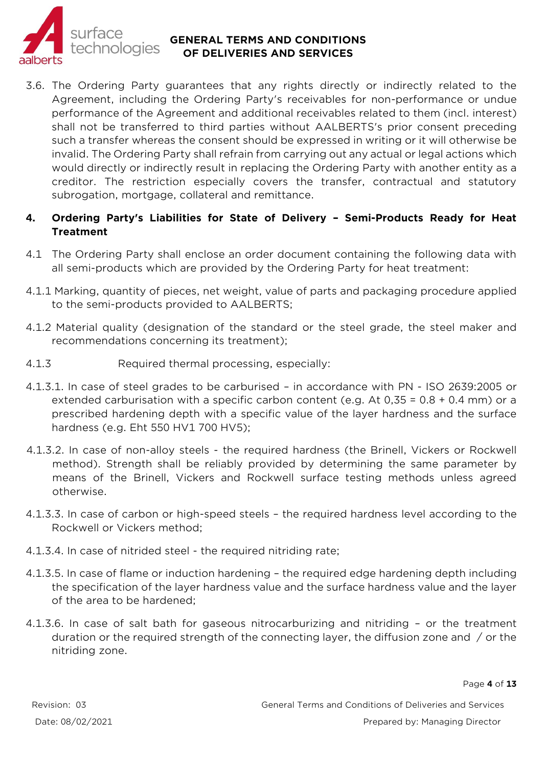3.6. The Ordering Party guarantees that any rights directly or indirectly related to the Agreement, including the Ordering Party's receivables for non-performance or undue performance of the Agreement and additional receivables related to them (incl. interest) shall not be transferred to third parties without AALBERTS's prior consent preceding such a transfer whereas the consent should be expressed in writing or it will otherwise be invalid. The Ordering Party shall refrain from carrying out any actual or legal actions which would directly or indirectly result in replacing the Ordering Party with another entity as a creditor. The restriction especially covers the transfer, contractual and statutory subrogation, mortgage, collateral and remittance.

## 4. Ordering Party's Liabilities for State of Delivery – Semi-Products Ready for Heat Treatment

4.1 The Ordering Party shall enclose an order document containing the following data with all semi-products which are provided by the Ordering Party for heat treatment:

4.1.1 Marking, quantity of pieces, net weight, value of parts and packaging procedure applied to the semi-products provided to AALBERTS;

4.1.2 Material quality (designation of the standard or the steel grade, the steel maker and recommendations concerning its treatment);

4.1.3 Required thermal processing, especially:

4.1.3.1. In case of steel grades to be carburised – in accordance with PN - ISO 2639:2005 or extended carburisation with a specific carbon content (e.g. At 0,35 = 0.8 + 0.4 mm) or a prescribed hardening depth with a specific value of the layer hardness and the surface hardness (e.g. Eht 550 HV1 700 HV5);

4.1.3.2. In case of non-alloy steels - the required hardness (the Brinell, Vickers or Rockwell method). Strength shall be reliably provided by determining the same parameter by means of the Brinell, Vickers and Rockwell surface testing methods unless agreed otherwise.

4.1.3.3. In case of carbon or high-speed steels – the required hardness level according to the Rockwell or Vickers method;

4.1.3.4. In case of nitrided steel - the required nitriding rate;

4.1.3.5. In case of flame or induction hardening – the required edge hardening depth including the specification of the layer hardness value and the surface hardness value and the layer of the area to be hardened;

4.1.3.6. In case of salt bath for gaseous nitrocarburizing and nitriding – or the treatment duration or the required strength of the connecting layer, the diffusion zone and / or the nitriding zone.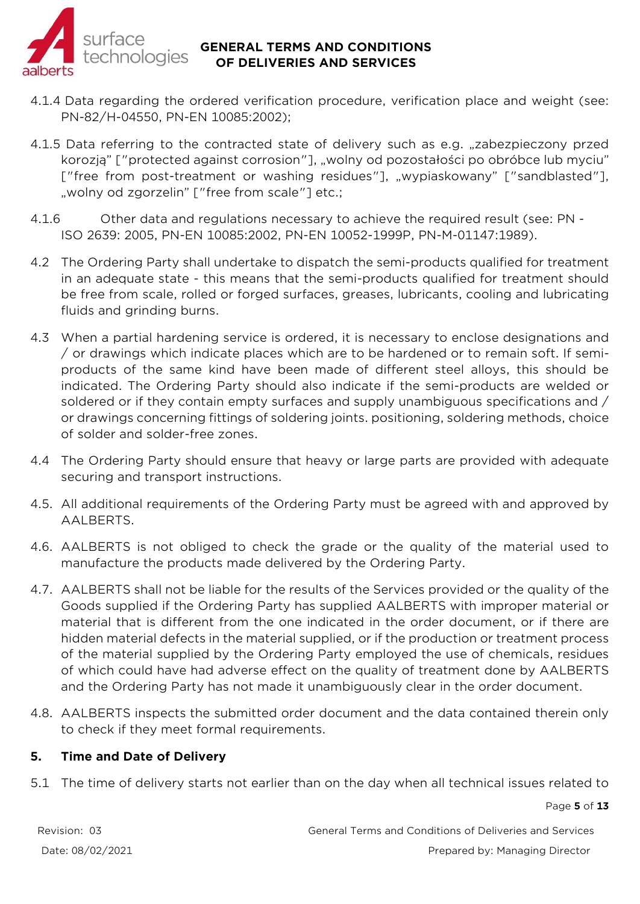4.1.4 Data regarding the ordered verification procedure, verification place and weight (see: PN-82/H-04550, PN-EN 10085:2002);

4.1.5 Data referring to the contracted state of delivery such as e.g. „zabezpieczony przed korozją" ["protected against corrosion"], „wolny od pozostałości po obróbce lub myciu" ["free from post-treatment or washing residues"], „wypiaskowany" ["sandblasted"], „wolny od zgorzelin" ["free from scale"] etc.;

4.1.6 Other data and regulations necessary to achieve the required result (see: PN - ISO 2639: 2005, PN-EN 10085:2002, PN-EN 10052-1999P, PN-M-01147:1989).

4.2 The Ordering Party shall undertake to dispatch the semi-products qualified for treatment in an adequate state - this means that the semi-products qualified for treatment should be free from scale, rolled or forged surfaces, greases, lubricants, cooling and lubricating fluids and grinding burns.

4.3 When a partial hardening service is ordered, it is necessary to enclose designations and / or drawings which indicate places which are to be hardened or to remain soft. If semi-products of the same kind have been made of different steel alloys, this should be indicated. The Ordering Party should also indicate if the semi-products are welded or soldered or if they contain empty surfaces and supply unambiguous specifications and / or drawings concerning fittings of soldering joints. positioning, soldering methods, choice of solder and solder-free zones.

4.4 The Ordering Party should ensure that heavy or large parts are provided with adequate securing and transport instructions.

4.5. All additional requirements of the Ordering Party must be agreed with and approved by AALBERTS.

4.6. AALBERTS is not obliged to check the grade or the quality of the material used to manufacture the products made delivered by the Ordering Party.

4.7. AALBERTS shall not be liable for the results of the Services provided or the quality of the Goods supplied if the Ordering Party has supplied AALBERTS with improper material or material that is different from the one indicated in the order document, or if there are hidden material defects in the material supplied, or if the production or treatment process of the material supplied by the Ordering Party employed the use of chemicals, residues of which could have had adverse effect on the quality of treatment done by AALBERTS and the Ordering Party has not made it unambiguously clear in the order document.

4.8. AALBERTS inspects the submitted order document and the data contained therein only to check if they meet formal requirements.

## 5. Time and Date of Delivery

5.1 The time of delivery starts not earlier than on the day when all technical issues related to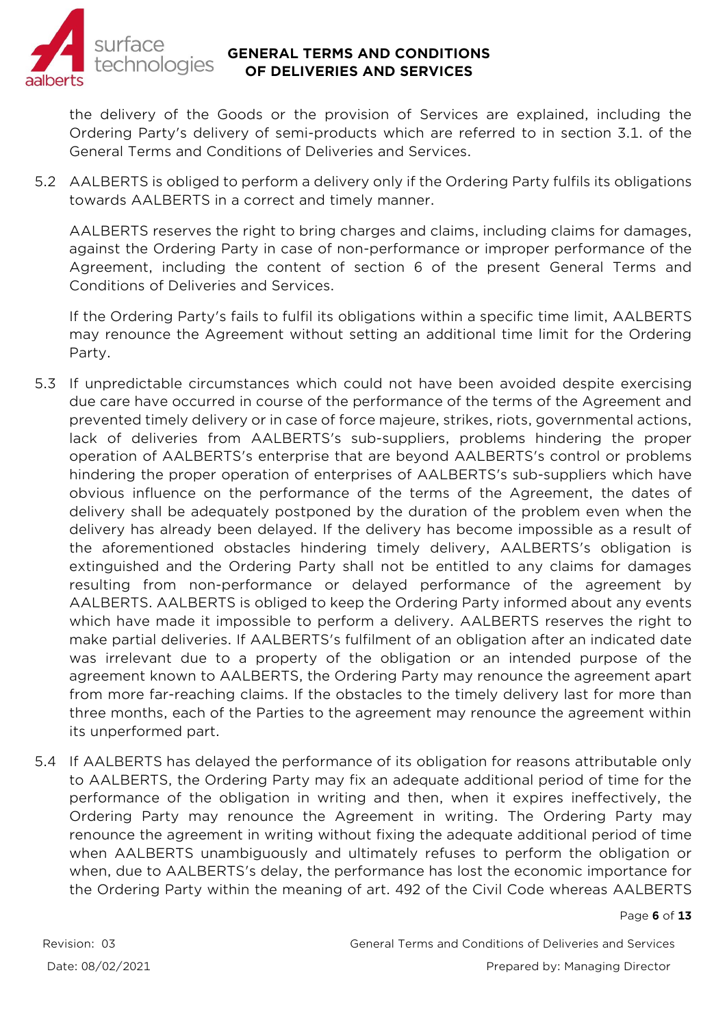the delivery of the Goods or the provision of Services are explained, including the Ordering Party's delivery of semi-products which are referred to in section 3.1. of the General Terms and Conditions of Deliveries and Services.

5.2 AALBERTS is obliged to perform a delivery only if the Ordering Party fulfils its obligations towards AALBERTS in a correct and timely manner.

AALBERTS reserves the right to bring charges and claims, including claims for damages, against the Ordering Party in case of non-performance or improper performance of the Agreement, including the content of section 6 of the present General Terms and Conditions of Deliveries and Services.

If the Ordering Party's fails to fulfil its obligations within a specific time limit, AALBERTS may renounce the Agreement without setting an additional time limit for the Ordering Party.

5.3 If unpredictable circumstances which could not have been avoided despite exercising due care have occurred in course of the performance of the terms of the Agreement and prevented timely delivery or in case of force majeure, strikes, riots, governmental actions, lack of deliveries from AALBERTS's sub-suppliers, problems hindering the proper operation of AALBERTS's enterprise that are beyond AALBERTS's control or problems hindering the proper operation of enterprises of AALBERTS's sub-suppliers which have obvious influence on the performance of the terms of the Agreement, the dates of delivery shall be adequately postponed by the duration of the problem even when the delivery has already been delayed. If the delivery has become impossible as a result of the aforementioned obstacles hindering timely delivery, AALBERTS's obligation is extinguished and the Ordering Party shall not be entitled to any claims for damages resulting from non-performance or delayed performance of the agreement by AALBERTS. AALBERTS is obliged to keep the Ordering Party informed about any events which have made it impossible to perform a delivery. AALBERTS reserves the right to make partial deliveries. If AALBERTS's fulfilment of an obligation after an indicated date was irrelevant due to a property of the obligation or an intended purpose of the agreement known to AALBERTS, the Ordering Party may renounce the agreement apart from more far-reaching claims. If the obstacles to the timely delivery last for more than three months, each of the Parties to the agreement may renounce the agreement within its unperformed part.

5.4 If AALBERTS has delayed the performance of its obligation for reasons attributable only to AALBERTS, the Ordering Party may fix an adequate additional period of time for the performance of the obligation in writing and then, when it expires ineffectively, the Ordering Party may renounce the Agreement in writing. The Ordering Party may renounce the agreement in writing without fixing the adequate additional period of time when AALBERTS unambiguously and ultimately refuses to perform the obligation or when, due to AALBERTS's delay, the performance has lost the economic importance for the Ordering Party within the meaning of art. 492 of the Civil Code whereas AALBERTS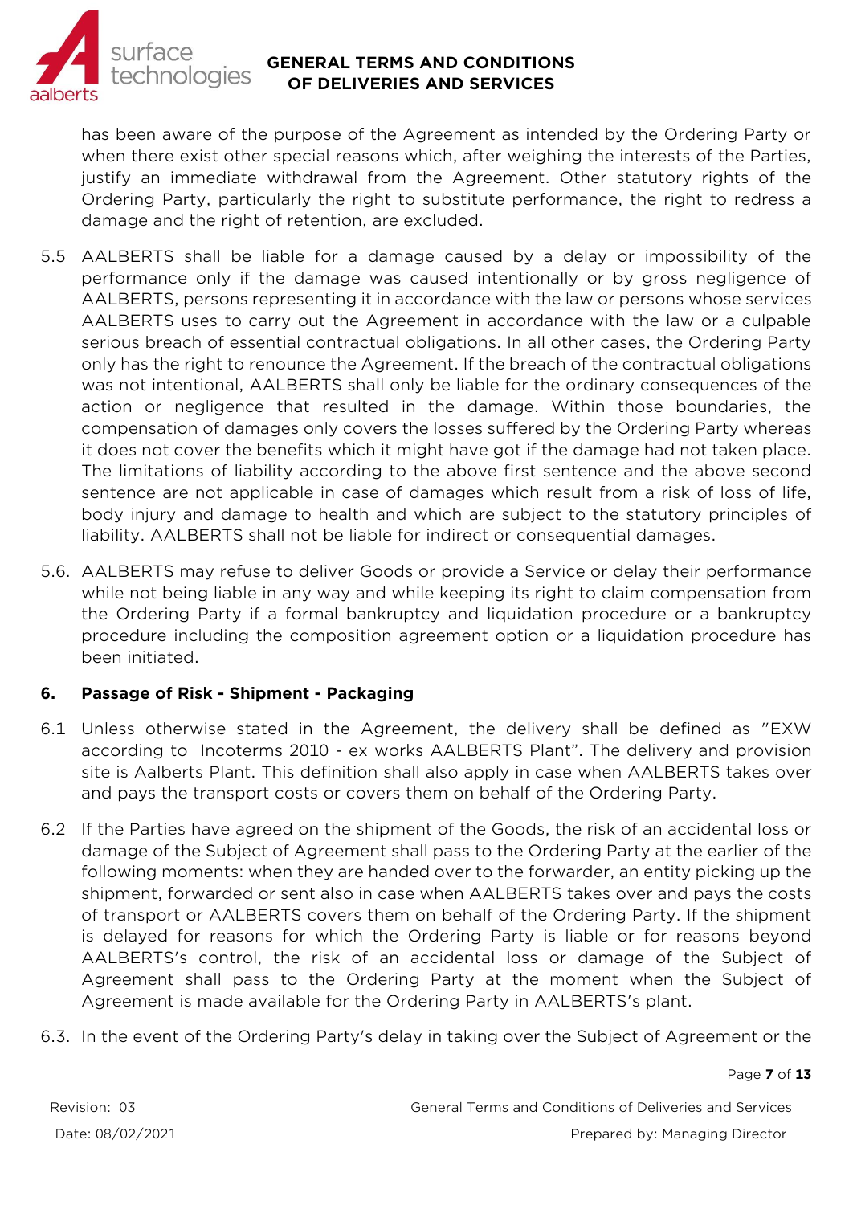has been aware of the purpose of the Agreement as intended by the Ordering Party or when there exist other special reasons which, after weighing the interests of the Parties, justify an immediate withdrawal from the Agreement. Other statutory rights of the Ordering Party, particularly the right to substitute performance, the right to redress a damage and the right of retention, are excluded.

5.5 AALBERTS shall be liable for a damage caused by a delay or impossibility of the performance only if the damage was caused intentionally or by gross negligence of AALBERTS, persons representing it in accordance with the law or persons whose services AALBERTS uses to carry out the Agreement in accordance with the law or a culpable serious breach of essential contractual obligations. In all other cases, the Ordering Party only has the right to renounce the Agreement. If the breach of the contractual obligations was not intentional, AALBERTS shall only be liable for the ordinary consequences of the action or negligence that resulted in the damage. Within those boundaries, the compensation of damages only covers the losses suffered by the Ordering Party whereas it does not cover the benefits which it might have got if the damage had not taken place. The limitations of liability according to the above first sentence and the above second sentence are not applicable in case of damages which result from a risk of loss of life, body injury and damage to health and which are subject to the statutory principles of liability. AALBERTS shall not be liable for indirect or consequential damages.

5.6. AALBERTS may refuse to deliver Goods or provide a Service or delay their performance while not being liable in any way and while keeping its right to claim compensation from the Ordering Party if a formal bankruptcy and liquidation procedure or a bankruptcy procedure including the composition agreement option or a liquidation procedure has been initiated.

## 6. Passage of Risk - Shipment - Packaging

6.1 Unless otherwise stated in the Agreement, the delivery shall be defined as "EXW according to Incoterms 2010 - ex works AALBERTS Plant". The delivery and provision site is Aalberts Plant. This definition shall also apply in case when AALBERTS takes over and pays the transport costs or covers them on behalf of the Ordering Party.

6.2 If the Parties have agreed on the shipment of the Goods, the risk of an accidental loss or damage of the Subject of Agreement shall pass to the Ordering Party at the earlier of the following moments: when they are handed over to the forwarder, an entity picking up the shipment, forwarded or sent also in case when AALBERTS takes over and pays the costs of transport or AALBERTS covers them on behalf of the Ordering Party. If the shipment is delayed for reasons for which the Ordering Party is liable or for reasons beyond AALBERTS's control, the risk of an accidental loss or damage of the Subject of Agreement shall pass to the Ordering Party at the moment when the Subject of Agreement is made available for the Ordering Party in AALBERTS's plant.

6.3. In the event of the Ordering Party's delay in taking over the Subject of Agreement or the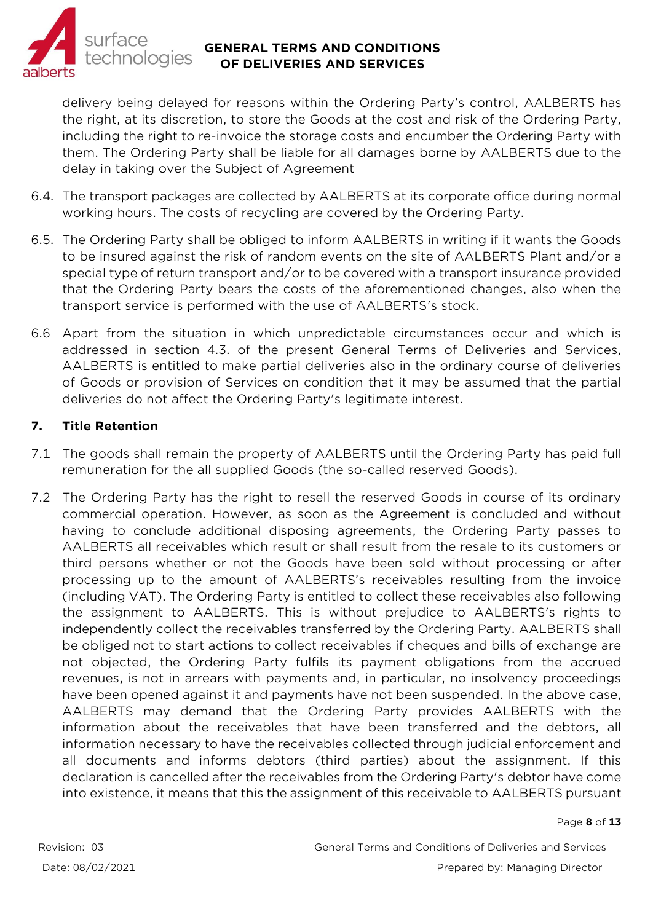delivery being delayed for reasons within the Ordering Party's control, AALBERTS has the right, at its discretion, to store the Goods at the cost and risk of the Ordering Party, including the right to re-invoice the storage costs and encumber the Ordering Party with them. The Ordering Party shall be liable for all damages borne by AALBERTS due to the delay in taking over the Subject of Agreement

6.4. The transport packages are collected by AALBERTS at its corporate office during normal working hours. The costs of recycling are covered by the Ordering Party.

6.5. The Ordering Party shall be obliged to inform AALBERTS in writing if it wants the Goods to be insured against the risk of random events on the site of AALBERTS Plant and/or a special type of return transport and/or to be covered with a transport insurance provided that the Ordering Party bears the costs of the aforementioned changes, also when the transport service is performed with the use of AALBERTS's stock.

6.6 Apart from the situation in which unpredictable circumstances occur and which is addressed in section 4.3. of the present General Terms of Deliveries and Services, AALBERTS is entitled to make partial deliveries also in the ordinary course of deliveries of Goods or provision of Services on condition that it may be assumed that the partial deliveries do not affect the Ordering Party's legitimate interest.

## 7. Title Retention

7.1 The goods shall remain the property of AALBERTS until the Ordering Party has paid full remuneration for the all supplied Goods (the so-called reserved Goods).

7.2 The Ordering Party has the right to resell the reserved Goods in course of its ordinary commercial operation. However, as soon as the Agreement is concluded and without having to conclude additional disposing agreements, the Ordering Party passes to AALBERTS all receivables which result or shall result from the resale to its customers or third persons whether or not the Goods have been sold without processing or after processing up to the amount of AALBERTS's receivables resulting from the invoice (including VAT). The Ordering Party is entitled to collect these receivables also following the assignment to AALBERTS. This is without prejudice to AALBERTS's rights to independently collect the receivables transferred by the Ordering Party. AALBERTS shall be obliged not to start actions to collect receivables if cheques and bills of exchange are not objected, the Ordering Party fulfils its payment obligations from the accrued revenues, is not in arrears with payments and, in particular, no insolvency proceedings have been opened against it and payments have not been suspended. In the above case, AALBERTS may demand that the Ordering Party provides AALBERTS with the information about the receivables that have been transferred and the debtors, all information necessary to have the receivables collected through judicial enforcement and all documents and informs debtors (third parties) about the assignment. If this declaration is cancelled after the receivables from the Ordering Party's debtor have come into existence, it means that this the assignment of this receivable to AALBERTS pursuant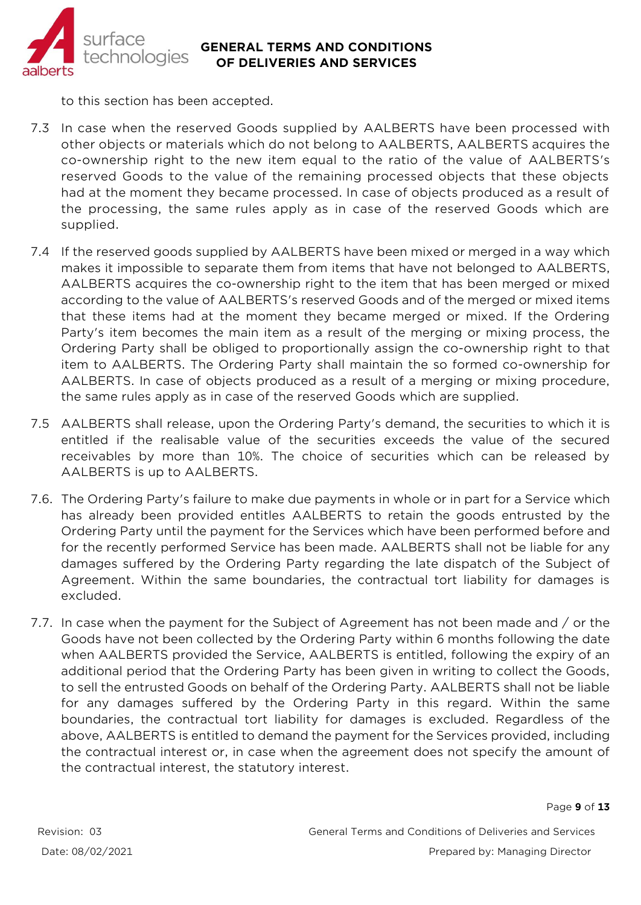to this section has been accepted.

7.3 In case when the reserved Goods supplied by AALBERTS have been processed with other objects or materials which do not belong to AALBERTS, AALBERTS acquires the co-ownership right to the new item equal to the ratio of the value of AALBERTS's reserved Goods to the value of the remaining processed objects that these objects had at the moment they became processed. In case of objects produced as a result of the processing, the same rules apply as in case of the reserved Goods which are supplied.

7.4 If the reserved goods supplied by AALBERTS have been mixed or merged in a way which makes it impossible to separate them from items that have not belonged to AALBERTS, AALBERTS acquires the co-ownership right to the item that has been merged or mixed according to the value of AALBERTS's reserved Goods and of the merged or mixed items that these items had at the moment they became merged or mixed. If the Ordering Party's item becomes the main item as a result of the merging or mixing process, the Ordering Party shall be obliged to proportionally assign the co-ownership right to that item to AALBERTS. The Ordering Party shall maintain the so formed co-ownership for AALBERTS. In case of objects produced as a result of a merging or mixing procedure, the same rules apply as in case of the reserved Goods which are supplied.

7.5 AALBERTS shall release, upon the Ordering Party's demand, the securities to which it is entitled if the realisable value of the securities exceeds the value of the secured receivables by more than 10%. The choice of securities which can be released by AALBERTS is up to AALBERTS.

7.6. The Ordering Party's failure to make due payments in whole or in part for a Service which has already been provided entitles AALBERTS to retain the goods entrusted by the Ordering Party until the payment for the Services which have been performed before and for the recently performed Service has been made. AALBERTS shall not be liable for any damages suffered by the Ordering Party regarding the late dispatch of the Subject of Agreement. Within the same boundaries, the contractual tort liability for damages is excluded.

7.7. In case when the payment for the Subject of Agreement has not been made and / or the Goods have not been collected by the Ordering Party within 6 months following the date when AALBERTS provided the Service, AALBERTS is entitled, following the expiry of an additional period that the Ordering Party has been given in writing to collect the Goods, to sell the entrusted Goods on behalf of the Ordering Party. AALBERTS shall not be liable for any damages suffered by the Ordering Party in this regard. Within the same boundaries, the contractual tort liability for damages is excluded. Regardless of the above, AALBERTS is entitled to demand the payment for the Services provided, including the contractual interest or, in case when the agreement does not specify the amount of the contractual interest, the statutory interest.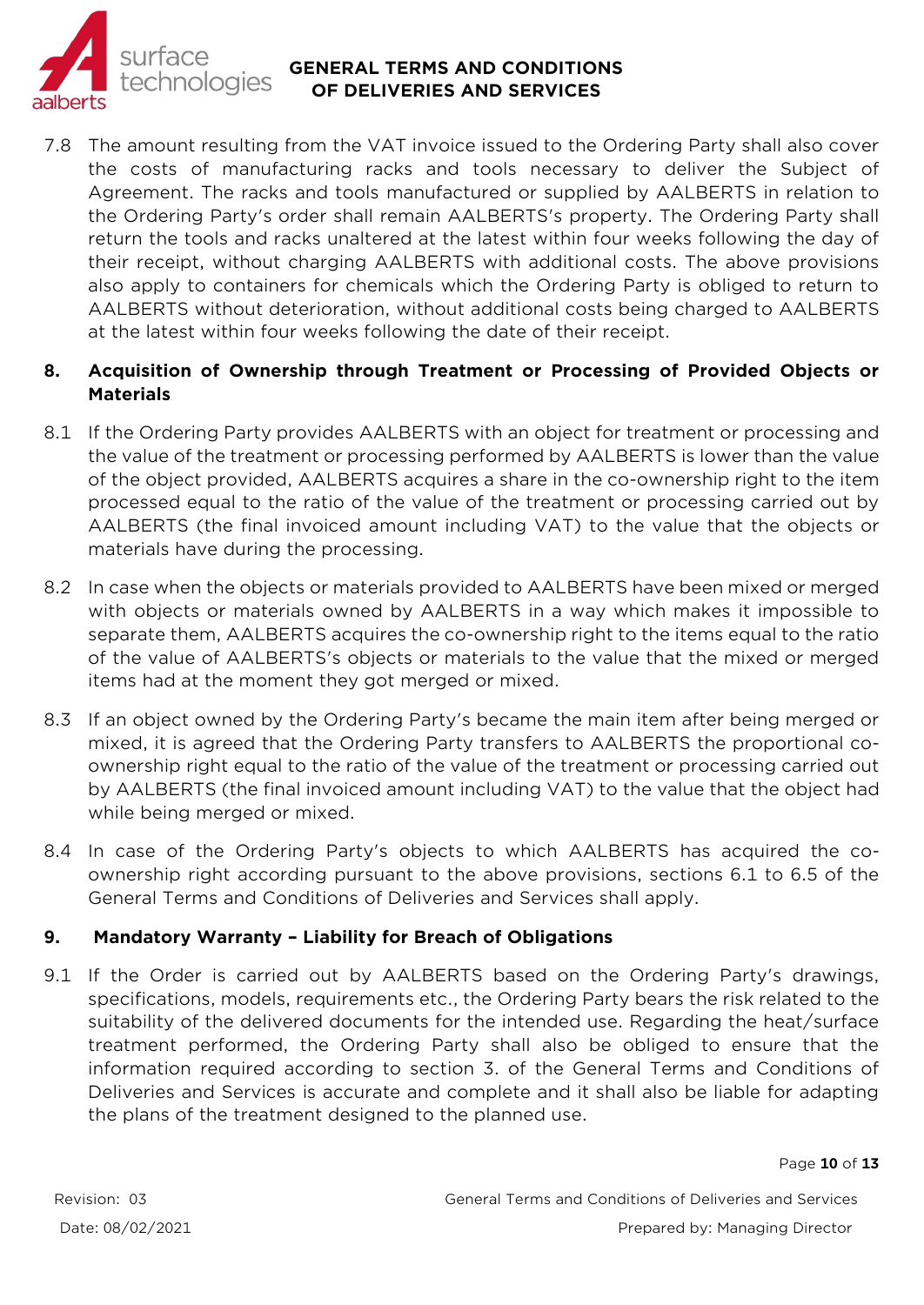7.8 The amount resulting from the VAT invoice issued to the Ordering Party shall also cover the costs of manufacturing racks and tools necessary to deliver the Subject of Agreement. The racks and tools manufactured or supplied by AALBERTS in relation to the Ordering Party's order shall remain AALBERTS's property. The Ordering Party shall return the tools and racks unaltered at the latest within four weeks following the day of their receipt, without charging AALBERTS with additional costs. The above provisions also apply to containers for chemicals which the Ordering Party is obliged to return to AALBERTS without deterioration, without additional costs being charged to AALBERTS at the latest within four weeks following the date of their receipt.

## 8. Acquisition of Ownership through Treatment or Processing of Provided Objects or Materials

8.1 If the Ordering Party provides AALBERTS with an object for treatment or processing and the value of the treatment or processing performed by AALBERTS is lower than the value of the object provided, AALBERTS acquires a share in the co-ownership right to the item processed equal to the ratio of the value of the treatment or processing carried out by AALBERTS (the final invoiced amount including VAT) to the value that the objects or materials have during the processing.

8.2 In case when the objects or materials provided to AALBERTS have been mixed or merged with objects or materials owned by AALBERTS in a way which makes it impossible to separate them, AALBERTS acquires the co-ownership right to the items equal to the ratio of the value of AALBERTS's objects or materials to the value that the mixed or merged items had at the moment they got merged or mixed.

8.3 If an object owned by the Ordering Party's became the main item after being merged or mixed, it is agreed that the Ordering Party transfers to AALBERTS the proportional co-ownership right equal to the ratio of the value of the treatment or processing carried out by AALBERTS (the final invoiced amount including VAT) to the value that the object had while being merged or mixed.

8.4 In case of the Ordering Party's objects to which AALBERTS has acquired the co-ownership right according pursuant to the above provisions, sections 6.1 to 6.5 of the General Terms and Conditions of Deliveries and Services shall apply.

## 9. Mandatory Warranty – Liability for Breach of Obligations

9.1 If the Order is carried out by AALBERTS based on the Ordering Party's drawings, specifications, models, requirements etc., the Ordering Party bears the risk related to the suitability of the delivered documents for the intended use. Regarding the heat/surface treatment performed, the Ordering Party shall also be obliged to ensure that the information required according to section 3. of the General Terms and Conditions of Deliveries and Services is accurate and complete and it shall also be liable for adapting the plans of the treatment designed to the planned use.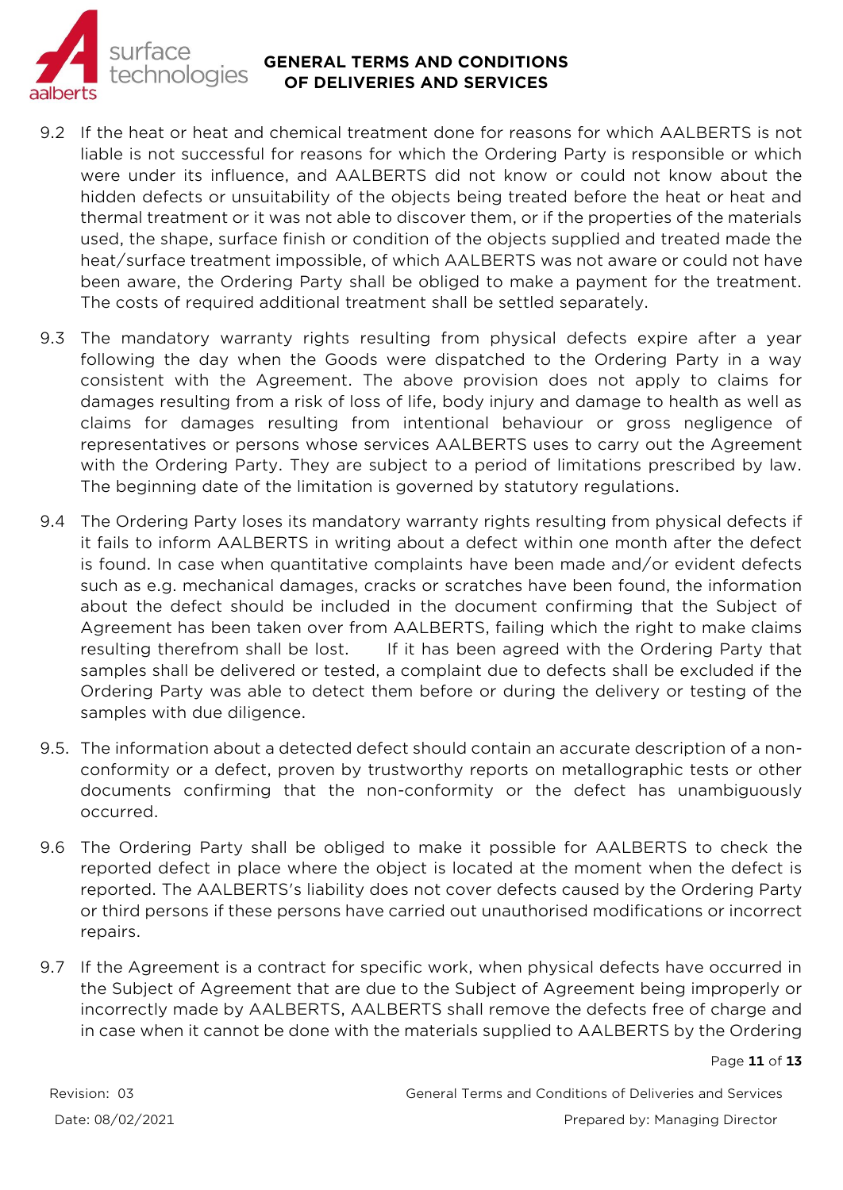9.2 If the heat or heat and chemical treatment done for reasons for which AALBERTS is not liable is not successful for reasons for which the Ordering Party is responsible or which were under its influence, and AALBERTS did not know or could not know about the hidden defects or unsuitability of the objects being treated before the heat or heat and thermal treatment or it was not able to discover them, or if the properties of the materials used, the shape, surface finish or condition of the objects supplied and treated made the heat/surface treatment impossible, of which AALBERTS was not aware or could not have been aware, the Ordering Party shall be obliged to make a payment for the treatment. The costs of required additional treatment shall be settled separately.

9.3 The mandatory warranty rights resulting from physical defects expire after a year following the day when the Goods were dispatched to the Ordering Party in a way consistent with the Agreement. The above provision does not apply to claims for damages resulting from a risk of loss of life, body injury and damage to health as well as claims for damages resulting from intentional behaviour or gross negligence of representatives or persons whose services AALBERTS uses to carry out the Agreement with the Ordering Party. They are subject to a period of limitations prescribed by law. The beginning date of the limitation is governed by statutory regulations.

9.4 The Ordering Party loses its mandatory warranty rights resulting from physical defects if it fails to inform AALBERTS in writing about a defect within one month after the defect is found. In case when quantitative complaints have been made and/or evident defects such as e.g. mechanical damages, cracks or scratches have been found, the information about the defect should be included in the document confirming that the Subject of Agreement has been taken over from AALBERTS, failing which the right to make claims resulting therefrom shall be lost. If it has been agreed with the Ordering Party that samples shall be delivered or tested, a complaint due to defects shall be excluded if the Ordering Party was able to detect them before or during the delivery or testing of the samples with due diligence.

9.5. The information about a detected defect should contain an accurate description of a non-conformity or a defect, proven by trustworthy reports on metallographic tests or other documents confirming that the non-conformity or the defect has unambiguously occurred.

9.6 The Ordering Party shall be obliged to make it possible for AALBERTS to check the reported defect in place where the object is located at the moment when the defect is reported. The AALBERTS's liability does not cover defects caused by the Ordering Party or third persons if these persons have carried out unauthorised modifications or incorrect repairs.

9.7 If the Agreement is a contract for specific work, when physical defects have occurred in the Subject of Agreement that are due to the Subject of Agreement being improperly or incorrectly made by AALBERTS, AALBERTS shall remove the defects free of charge and in case when it cannot be done with the materials supplied to AALBERTS by the Ordering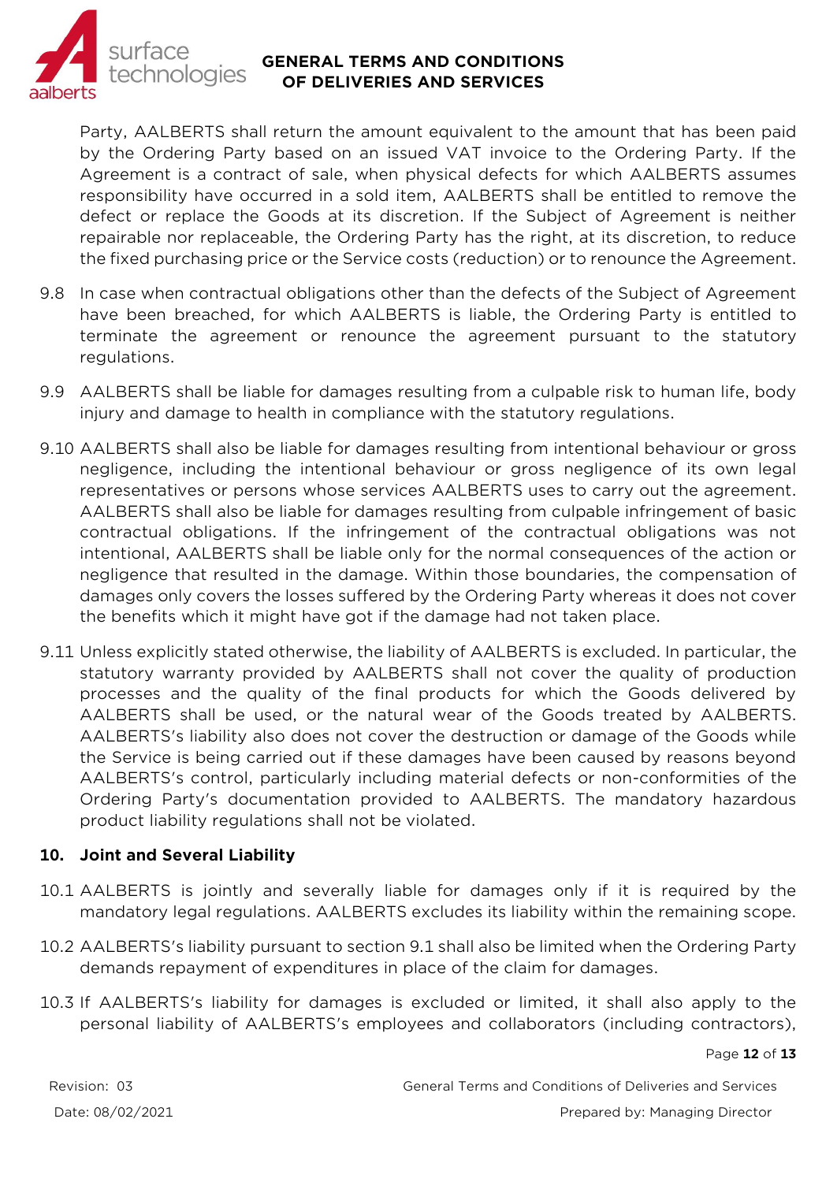Party, AALBERTS shall return the amount equivalent to the amount that has been paid by the Ordering Party based on an issued VAT invoice to the Ordering Party. If the Agreement is a contract of sale, when physical defects for which AALBERTS assumes responsibility have occurred in a sold item, AALBERTS shall be entitled to remove the defect or replace the Goods at its discretion. If the Subject of Agreement is neither repairable nor replaceable, the Ordering Party has the right, at its discretion, to reduce the fixed purchasing price or the Service costs (reduction) or to renounce the Agreement.

9.8 In case when contractual obligations other than the defects of the Subject of Agreement have been breached, for which AALBERTS is liable, the Ordering Party is entitled to terminate the agreement or renounce the agreement pursuant to the statutory regulations.

9.9 AALBERTS shall be liable for damages resulting from a culpable risk to human life, body injury and damage to health in compliance with the statutory regulations.

9.10 AALBERTS shall also be liable for damages resulting from intentional behaviour or gross negligence, including the intentional behaviour or gross negligence of its own legal representatives or persons whose services AALBERTS uses to carry out the agreement. AALBERTS shall also be liable for damages resulting from culpable infringement of basic contractual obligations. If the infringement of the contractual obligations was not intentional, AALBERTS shall be liable only for the normal consequences of the action or negligence that resulted in the damage. Within those boundaries, the compensation of damages only covers the losses suffered by the Ordering Party whereas it does not cover the benefits which it might have got if the damage had not taken place.

9.11 Unless explicitly stated otherwise, the liability of AALBERTS is excluded. In particular, the statutory warranty provided by AALBERTS shall not cover the quality of production processes and the quality of the final products for which the Goods delivered by AALBERTS shall be used, or the natural wear of the Goods treated by AALBERTS. AALBERTS's liability also does not cover the destruction or damage of the Goods while the Service is being carried out if these damages have been caused by reasons beyond AALBERTS's control, particularly including material defects or non-conformities of the Ordering Party's documentation provided to AALBERTS. The mandatory hazardous product liability regulations shall not be violated.

## 10. Joint and Several Liability

10.1 AALBERTS is jointly and severally liable for damages only if it is required by the mandatory legal regulations. AALBERTS excludes its liability within the remaining scope.

10.2 AALBERTS's liability pursuant to section 9.1 shall also be limited when the Ordering Party demands repayment of expenditures in place of the claim for damages.

10.3 If AALBERTS's liability for damages is excluded or limited, it shall also apply to the personal liability of AALBERTS's employees and collaborators (including contractors),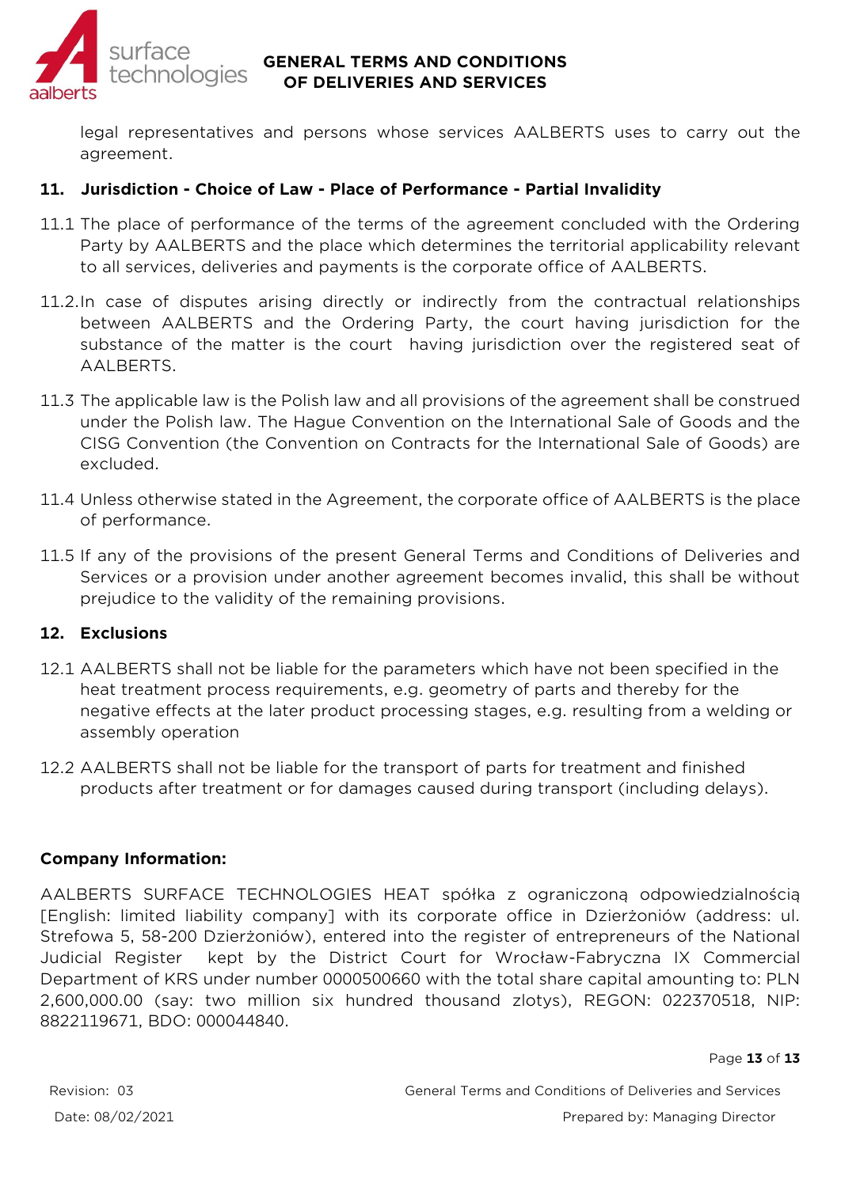legal representatives and persons whose services AALBERTS uses to carry out the agreement.

## 11. Jurisdiction - Choice of Law - Place of Performance - Partial Invalidity

11.1 The place of performance of the terms of the agreement concluded with the Ordering Party by AALBERTS and the place which determines the territorial applicability relevant to all services, deliveries and payments is the corporate office of AALBERTS.

11.2. In case of disputes arising directly or indirectly from the contractual relationships between AALBERTS and the Ordering Party, the court having jurisdiction for the substance of the matter is the court having jurisdiction over the registered seat of AALBERTS.

11.3 The applicable law is the Polish law and all provisions of the agreement shall be construed under the Polish law. The Hague Convention on the International Sale of Goods and the CISG Convention (the Convention on Contracts for the International Sale of Goods) are excluded.

11.4 Unless otherwise stated in the Agreement, the corporate office of AALBERTS is the place of performance.

11.5 If any of the provisions of the present General Terms and Conditions of Deliveries and Services or a provision under another agreement becomes invalid, this shall be without prejudice to the validity of the remaining provisions.

## 12. Exclusions

12.1 AALBERTS shall not be liable for the parameters which have not been specified in the heat treatment process requirements, e.g. geometry of parts and thereby for the negative effects at the later product processing stages, e.g. resulting from a welding or assembly operation

12.2 AALBERTS shall not be liable for the transport of parts for treatment and finished products after treatment or for damages caused during transport (including delays).

**Company Information:**

AALBERTS SURFACE TECHNOLOGIES HEAT spółka z ograniczoną odpowiedzialnością [English: limited liability company] with its corporate office in Dzierżoniów (address: ul. Strefowa 5, 58-200 Dzierżoniów), entered into the register of entrepreneurs of the National Judicial Register kept by the District Court for Wrocław-Fabryczna IX Commercial Department of KRS under number 0000500660 with the total share capital amounting to: PLN 2,600,000.00 (say: two million six hundred thousand zlotys), REGON: 022370518, NIP: 8822119671, BDO: 000044840.